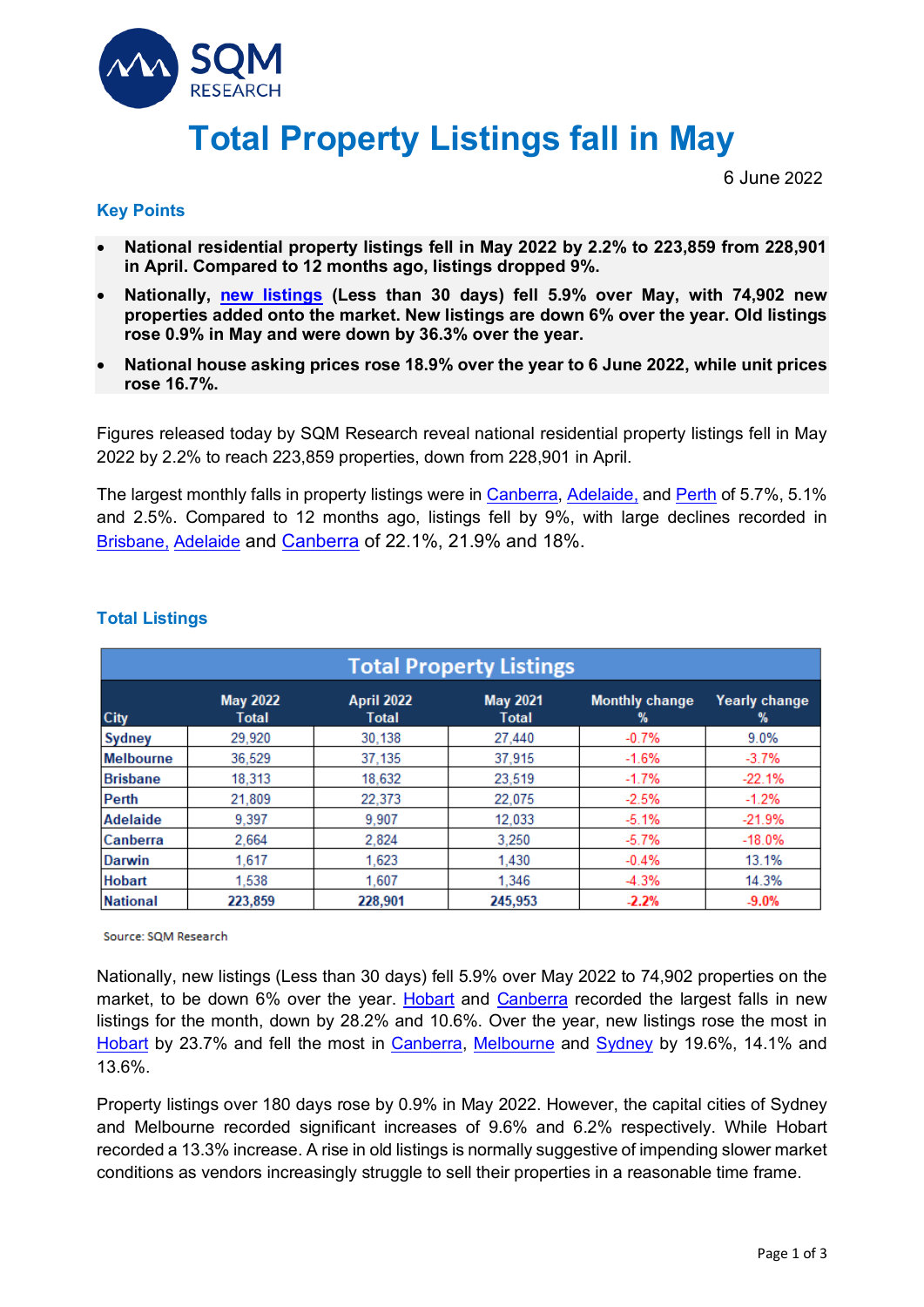SQM RESEARCH

# Total Property Listings fall in May

6 June 2022

## Key Points

- **National residential property listings fell in May 2022 by 2.2% to 223,859 from 228,901 in April. Compared to 12 months ago, listings dropped 9%.**
- **Nationally, new listings (Less than 30 days) fell 5.9% over May, with 74,902 new properties added onto the market. New listings are down 6% over the year. Old listings rose 0.9% in May and were down by 36.3% over the year.**
- **National house asking prices rose 18.9% over the year to 6 June 2022, while unit prices rose 16.7%.**

Figures released today by SQM Research reveal national residential property listings fell in May 2022 by 2.2% to reach 223,859 properties, down from 228,901 in April.

The largest monthly falls in property listings were in Canberra, Adelaide, and Perth of 5.7%, 5.1% and 2.5%. Compared to 12 months ago, listings fell by 9%, with large declines recorded in Brisbane, Adelaide and Canberra of 22.1%, 21.9% and 18%.

## Total Listings

| Total Property Listings | | | | | |
|---|---|---|---|---|---|
| City | May 2022 Total | April 2022 Total | May 2021 Total | Monthly change % | Yearly change % |
| Sydney | 29,920 | 30,138 | 27,440 | -0.7% | 9.0% |
| Melbourne | 36,529 | 37,135 | 37,915 | -1.6% | -3.7% |
| Brisbane | 18,313 | 18,632 | 23,519 | -1.7% | -22.1% |
| Perth | 21,809 | 22,373 | 22,075 | -2.5% | -1.2% |
| Adelaide | 9,397 | 9,907 | 12,033 | -5.1% | -21.9% |
| Canberra | 2,664 | 2,824 | 3,250 | -5.7% | -18.0% |
| Darwin | 1,617 | 1,623 | 1,430 | -0.4% | 13.1% |
| Hobart | 1,538 | 1,607 | 1,346 | -4.3% | 14.3% |
| **National** | **223,859** | **228,901** | **245,953** | **-2.2%** | **-9.0%** |

Source: SQM Research

Nationally, new listings (Less than 30 days) fell 5.9% over May 2022 to 74,902 properties on the market, to be down 6% over the year. Hobart and Canberra recorded the largest falls in new listings for the month, down by 28.2% and 10.6%. Over the year, new listings rose the most in Hobart by 23.7% and fell the most in Canberra, Melbourne and Sydney by 19.6%, 14.1% and 13.6%.

Property listings over 180 days rose by 0.9% in May 2022. However, the capital cities of Sydney and Melbourne recorded significant increases of 9.6% and 6.2% respectively. While Hobart recorded a 13.3% increase. A rise in old listings is normally suggestive of impending slower market conditions as vendors increasingly struggle to sell their properties in a reasonable time frame.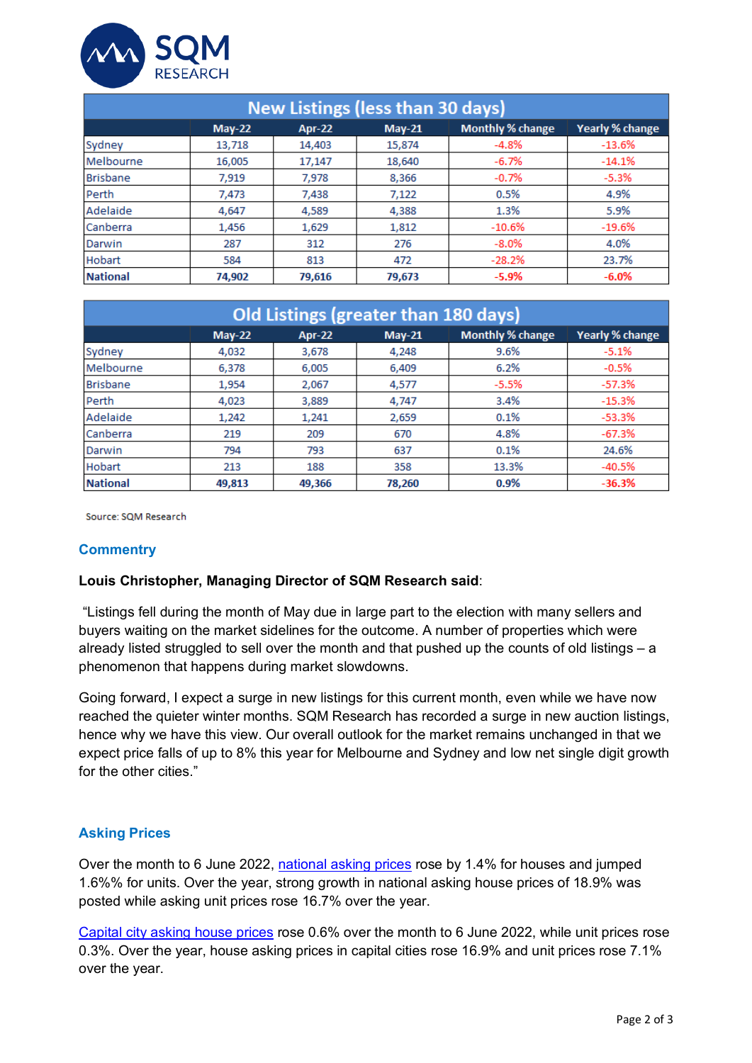| New Listings (less than 30 days) | | | | | |
|---|---|---|---|---|---|
| | May-22 | Apr-22 | May-21 | Monthly % change | Yearly % change |
| Sydney | 13,718 | 14,403 | 15,874 | -4.8% | -13.6% |
| Melbourne | 16,005 | 17,147 | 18,640 | -6.7% | -14.1% |
| Brisbane | 7,919 | 7,978 | 8,366 | -0.7% | -5.3% |
| Perth | 7,473 | 7,438 | 7,122 | 0.5% | 4.9% |
| Adelaide | 4,647 | 4,589 | 4,388 | 1.3% | 5.9% |
| Canberra | 1,456 | 1,629 | 1,812 | -10.6% | -19.6% |
| Darwin | 287 | 312 | 276 | -8.0% | 4.0% |
| Hobart | 584 | 813 | 472 | -28.2% | 23.7% |
| **National** | **74,902** | **79,616** | **79,673** | **-5.9%** | **-6.0%** |

| Old Listings (greater than 180 days) | | | | | |
|---|---|---|---|---|---|
| | May-22 | Apr-22 | May-21 | Monthly % change | Yearly % change |
| Sydney | 4,032 | 3,678 | 4,248 | 9.6% | -5.1% |
| Melbourne | 6,378 | 6,005 | 6,409 | 6.2% | -0.5% |
| Brisbane | 1,954 | 2,067 | 4,577 | -5.5% | -57.3% |
| Perth | 4,023 | 3,889 | 4,747 | 3.4% | -15.3% |
| Adelaide | 1,242 | 1,241 | 2,659 | 0.1% | -53.3% |
| Canberra | 219 | 209 | 670 | 4.8% | -67.3% |
| Darwin | 794 | 793 | 637 | 0.1% | 24.6% |
| Hobart | 213 | 188 | 358 | 13.3% | -40.5% |
| **National** | **49,813** | **49,366** | **78,260** | **0.9%** | **-36.3%** |

Source: SQM Research

## Commentry

**Louis Christopher, Managing Director of SQM Research said**:

"Listings fell during the month of May due in large part to the election with many sellers and buyers waiting on the market sidelines for the outcome. A number of properties which were already listed struggled to sell over the month and that pushed up the counts of old listings – a phenomenon that happens during market slowdowns.

Going forward, I expect a surge in new listings for this current month, even while we have now reached the quieter winter months. SQM Research has recorded a surge in new auction listings, hence why we have this view. Our overall outlook for the market remains unchanged in that we expect price falls of up to 8% this year for Melbourne and Sydney and low net single digit growth for the other cities."

## Asking Prices

Over the month to 6 June 2022, national asking prices rose by 1.4% for houses and jumped 1.6%% for units. Over the year, strong growth in national asking house prices of 18.9% was posted while asking unit prices rose 16.7% over the year.

Capital city asking house prices rose 0.6% over the month to 6 June 2022, while unit prices rose 0.3%. Over the year, house asking prices in capital cities rose 16.9% and unit prices rose 7.1% over the year.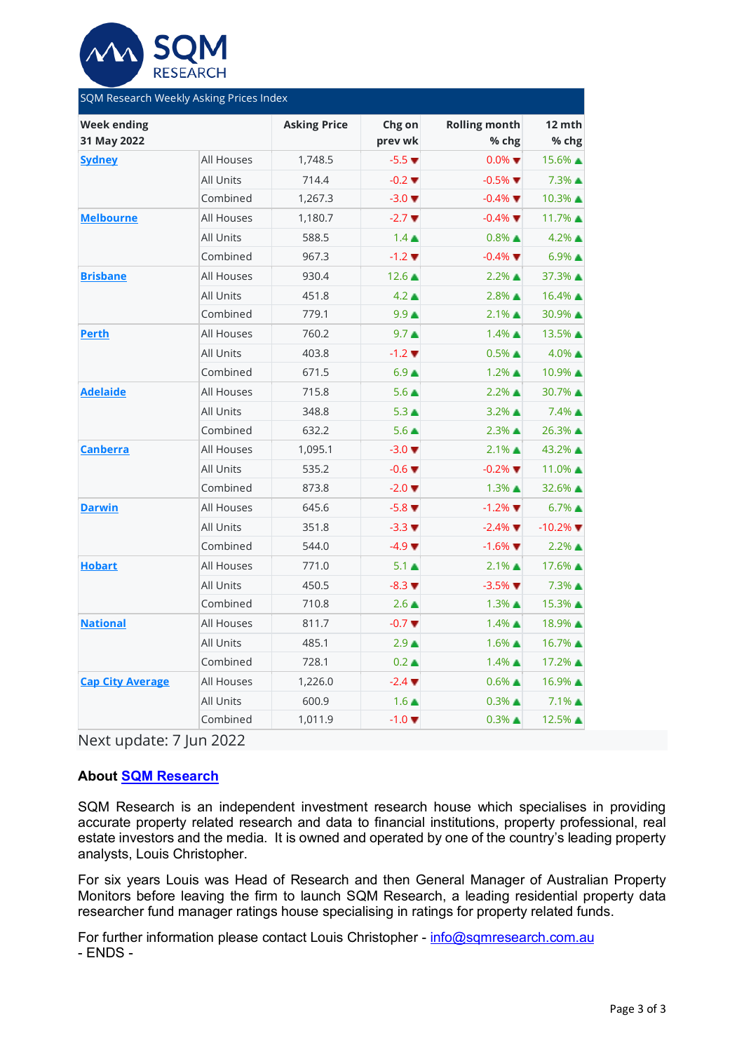SQM Research Weekly Asking Prices Index

| Week ending 31 May 2022 | | Asking Price | Chg on prev wk | Rolling month % chg | 12 mth % chg |
|---|---|---|---|---|---|
| Sydney | All Houses | 1,748.5 | -5.5 ▼ | 0.0% ▼ | 15.6% ▲ |
| | All Units | 714.4 | -0.2 ▼ | -0.5% ▼ | 7.3% ▲ |
| | Combined | 1,267.3 | -3.0 ▼ | -0.4% ▼ | 10.3% ▲ |
| Melbourne | All Houses | 1,180.7 | -2.7 ▼ | -0.4% ▼ | 11.7% ▲ |
| | All Units | 588.5 | 1.4 ▲ | 0.8% ▲ | 4.2% ▲ |
| | Combined | 967.3 | -1.2 ▼ | -0.4% ▼ | 6.9% ▲ |
| Brisbane | All Houses | 930.4 | 12.6 ▲ | 2.2% ▲ | 37.3% ▲ |
| | All Units | 451.8 | 4.2 ▲ | 2.8% ▲ | 16.4% ▲ |
| | Combined | 779.1 | 9.9 ▲ | 2.1% ▲ | 30.9% ▲ |
| Perth | All Houses | 760.2 | 9.7 ▲ | 1.4% ▲ | 13.5% ▲ |
| | All Units | 403.8 | -1.2 ▼ | 0.5% ▲ | 4.0% ▲ |
| | Combined | 671.5 | 6.9 ▲ | 1.2% ▲ | 10.9% ▲ |
| Adelaide | All Houses | 715.8 | 5.6 ▲ | 2.2% ▲ | 30.7% ▲ |
| | All Units | 348.8 | 5.3 ▲ | 3.2% ▲ | 7.4% ▲ |
| | Combined | 632.2 | 5.6 ▲ | 2.3% ▲ | 26.3% ▲ |
| Canberra | All Houses | 1,095.1 | -3.0 ▼ | 2.1% ▲ | 43.2% ▲ |
| | All Units | 535.2 | -0.6 ▼ | -0.2% ▼ | 11.0% ▲ |
| | Combined | 873.8 | -2.0 ▼ | 1.3% ▲ | 32.6% ▲ |
| Darwin | All Houses | 645.6 | -5.8 ▼ | -1.2% ▼ | 6.7% ▲ |
| | All Units | 351.8 | -3.3 ▼ | -2.4% ▼ | -10.2% ▼ |
| | Combined | 544.0 | -4.9 ▼ | -1.6% ▼ | 2.2% ▲ |
| Hobart | All Houses | 771.0 | 5.1 ▲ | 2.1% ▲ | 17.6% ▲ |
| | All Units | 450.5 | -8.3 ▼ | -3.5% ▼ | 7.3% ▲ |
| | Combined | 710.8 | 2.6 ▲ | 1.3% ▲ | 15.3% ▲ |
| National | All Houses | 811.7 | -0.7 ▼ | 1.4% ▲ | 18.9% ▲ |
| | All Units | 485.1 | 2.9 ▲ | 1.6% ▲ | 16.7% ▲ |
| | Combined | 728.1 | 0.2 ▲ | 1.4% ▲ | 17.2% ▲ |
| Cap City Average | All Houses | 1,226.0 | -2.4 ▼ | 0.6% ▲ | 16.9% ▲ |
| | All Units | 600.9 | 1.6 ▲ | 0.3% ▲ | 7.1% ▲ |
| | Combined | 1,011.9 | -1.0 ▼ | 0.3% ▲ | 12.5% ▲ |

Next update: 7 Jun 2022

**About SQM Research**

SQM Research is an independent investment research house which specialises in providing accurate property related research and data to financial institutions, property professional, real estate investors and the media. It is owned and operated by one of the country's leading property analysts, Louis Christopher.

For six years Louis was Head of Research and then General Manager of Australian Property Monitors before leaving the firm to launch SQM Research, a leading residential property data researcher fund manager ratings house specialising in ratings for property related funds.

For further information please contact Louis Christopher - info@sqmresearch.com.au
- ENDS -